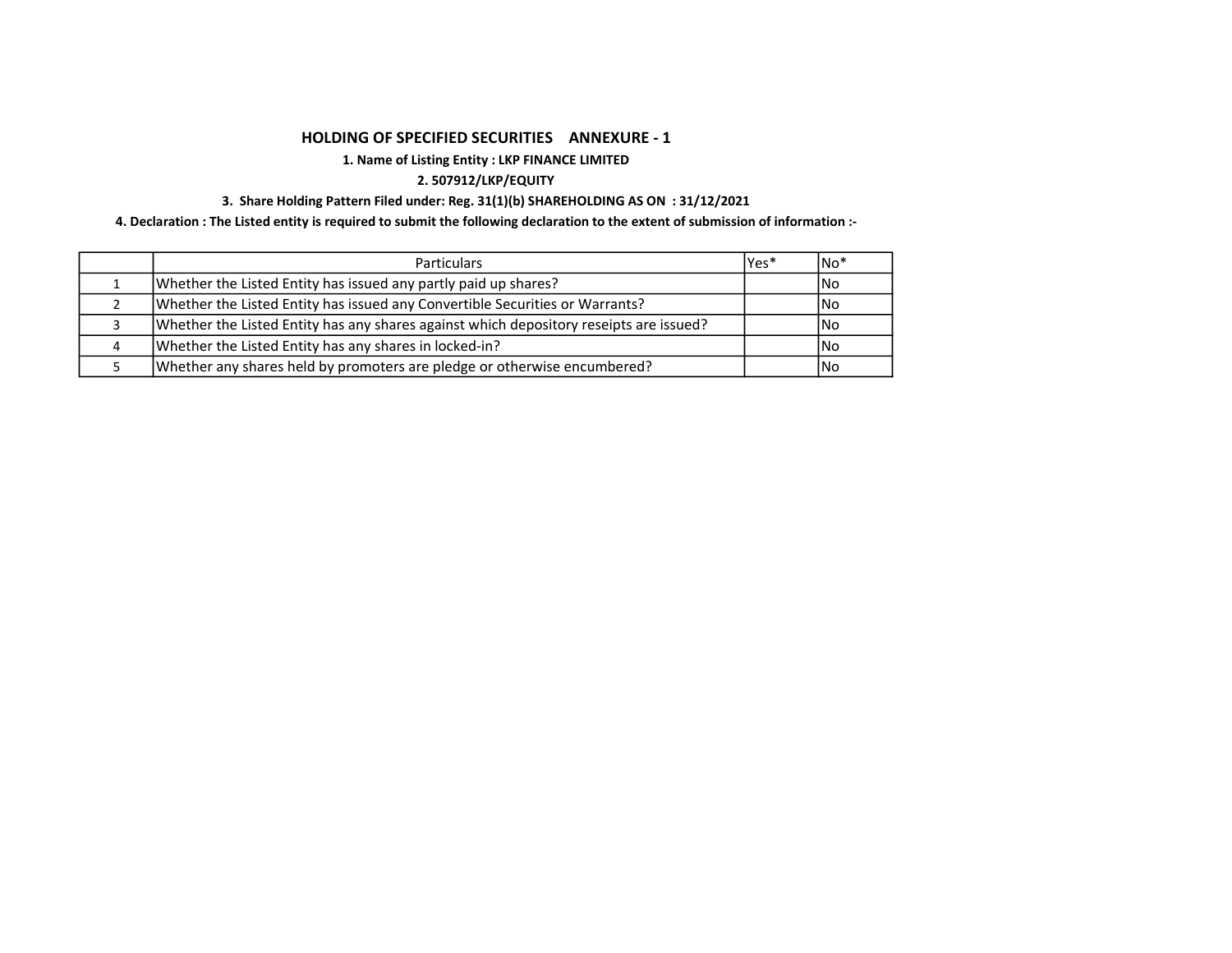# HOLDING OF SPECIFIED SECURITIES    ANNEXURE - 1

**1. Name of Listing Entity : LKP FINANCE LIMITED**

**2. 507912/LKP/EQUITY**

**3. Share Holding Pattern Filed under: Reg. 31(1)(b) SHAREHOLDING AS ON : 31/12/2021**

**4. Declaration : The Listed entity is required to submit the following declaration to the extent of submission of information :-**

| | Particulars | Yes* | No* |
|---|---|---|---|
| 1 | Whether the Listed Entity has issued any partly paid up shares? | | No |
| 2 | Whether the Listed Entity has issued any Convertible Securities or Warrants? | | No |
| 3 | Whether the Listed Entity has any shares against which depository reseipts are issued? | | No |
| 4 | Whether the Listed Entity has any shares in locked-in? | | No |
| 5 | Whether any shares held by promoters are pledge or otherwise encumbered? | | No |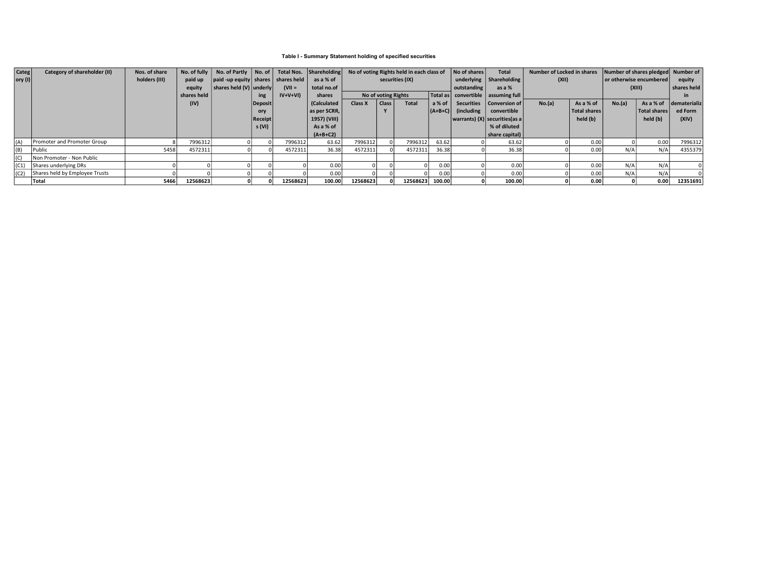### Table I - Summary Statement holding of specified securities

| Category (I) | Category of shareholder (II) | Nos. of share holders (III) | No. of fully paid up equity shares held (IV) | No. of Partly paid -up equity shares held (V) | No. of shares underlying Depository Receipts (VI) | Total Nos. shares held (VII = IV+V+VI) | Shareholding as a % of total no.of shares (Calculated as per SCRR, 1957) (VIII) As a % of (A+B+C2) | No of voting Rights held in each class of securities (IX) | | | | No of shares underlying outstanding convertible Securities (including warrants) (X) | Total Shareholding as a % assuming full Conversion of convertible securities(as a % of diluted share capital) | Number of Locked in shares (XII) | | Number of shares pledged or otherwise encumbered (XIII) | | Number of equity shares held in dematerialized Form (XIV) |
|---|---|---|---|---|---|---|---|---|---|---|---|---|---|---|---|---|---|---|
| | | | | | | | | No of voting Rights | | | Total as a % of (A+B+C) | | | No.(a) | As a % of Total shares held (b) | No.(a) | As a % of Total shares held (b) | |
| | | | | | | | | Class X | Class Y | Total | | | | | | | | |
| (A) | Promoter and Promoter Group | 8 | 7996312 | 0 | 0 | 7996312 | 63.62 | 7996312 | 0 | 7996312 | 63.62 | 0 | 63.62 | 0 | 0.00 | 0 | 0.00 | 7996312 |
| (B) | Public | 5458 | 4572311 | 0 | 0 | 4572311 | 36.38 | 4572311 | 0 | 4572311 | 36.38 | 0 | 36.38 | 0 | 0.00 | N/A | N/A | 4355379 |
| (C) | Non Promoter - Non Public | | | | | | | | | | | | | | | | | |
| (C1) | Shares underlying DRs | 0 | 0 | 0 | 0 | 0 | 0.00 | 0 | 0 | 0 | 0.00 | 0 | 0.00 | 0 | 0.00 | N/A | N/A | 0 |
| (C2) | Shares held by Employee Trusts | 0 | 0 | 0 | 0 | 0 | 0.00 | 0 | 0 | 0 | 0.00 | 0 | 0.00 | 0 | 0.00 | N/A | N/A | 0 |
| | **Total** | **5466** | **12568623** | **0** | **0** | **12568623** | **100.00** | **12568623** | **0** | **12568623** | **100.00** | **0** | **100.00** | **0** | **0.00** | **0** | **0.00** | **12351691** |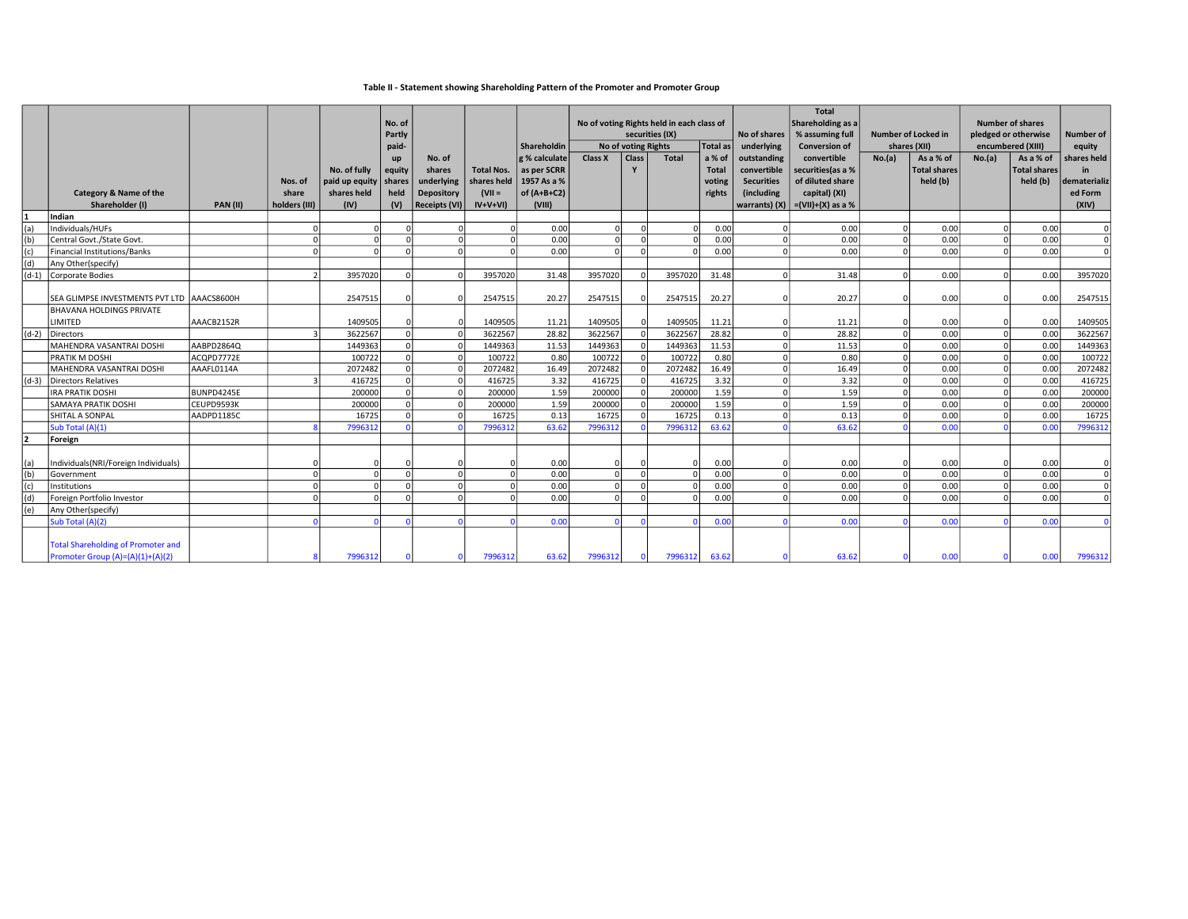**Table II - Statement showing Shareholding Pattern of the Promoter and Promoter Group**

| | Category & Name of the Shareholder (I) | PAN (II) | Nos. of share holders (III) | No. of fully paid up equity shares held (IV) | No. of Partly paid-up equity shares held (V) | No. of shares underlying Depository Receipts (VI) | Total Nos. shares held (VII = IV+V+VI) | Shareholding % calculate as per SCRR 1957 As a % of (A+B+C2) (VIII) | No of voting Rights held in each class of securities (IX) | | | | No of shares underlying outstanding convertible Securities (including warrants) (X) | Total Shareholding as a % assuming full Conversion of convertible securities(as a % of diluted share capital) (XI) =(VII)+(X) as a % | Number of Locked in shares (XII) | | Number of shares pledged or otherwise encumbered (XIII) | | Number of equity shares held in dematerialized Form (XIV) |
|---|---|---|---|---|---|---|---|---|---|---|---|---|---|---|---|---|---|---|---|
| | | | | | | | | | No of voting Rights | | | Total as a % of Total voting rights | | | No.(a) | As a % of Total shares held (b) | No.(a) | As a % of Total shares held (b) | |
| | | | | | | | | | Class X | Class Y | Total | | | | | | | | |
| 1 | Indian | | | | | | | | | | | | | | | | | | |
| (a) | Individuals/HUFs | | 0 | 0 | 0 | 0 | 0 | 0.00 | 0 | 0 | 0 | 0.00 | 0 | 0.00 | 0 | 0.00 | 0 | 0.00 | 0 |
| (b) | Central Govt./State Govt. | | 0 | 0 | 0 | 0 | 0 | 0.00 | 0 | 0 | 0 | 0.00 | 0 | 0.00 | 0 | 0.00 | 0 | 0.00 | 0 |
| (c) | Financial Institutions/Banks | | 0 | 0 | 0 | 0 | 0 | 0.00 | 0 | 0 | 0 | 0.00 | 0 | 0.00 | 0 | 0.00 | 0 | 0.00 | 0 |
| (d) | Any Other(specify) | | | | | | | | | | | | | | | | | | |
| (d-1) | Corporate Bodies | | 2 | 3957020 | 0 | 0 | 3957020 | 31.48 | 3957020 | 0 | 3957020 | 31.48 | 0 | 31.48 | 0 | 0.00 | 0 | 0.00 | 3957020 |
| | SEA GLIMPSE INVESTMENTS PVT LTD | AAACS8600H | | 2547515 | 0 | 0 | 2547515 | 20.27 | 2547515 | 0 | 2547515 | 20.27 | 0 | 20.27 | 0 | 0.00 | 0 | 0.00 | 2547515 |
| | BHAVANA HOLDINGS PRIVATE LIMITED | AAACB2152R | | 1409505 | 0 | 0 | 1409505 | 11.21 | 1409505 | 0 | 1409505 | 11.21 | 0 | 11.21 | 0 | 0.00 | 0 | 0.00 | 1409505 |
| (d-2) | Directors | | 3 | 3622567 | 0 | 0 | 3622567 | 28.82 | 3622567 | 0 | 3622567 | 28.82 | 0 | 28.82 | 0 | 0.00 | 0 | 0.00 | 3622567 |
| | MAHENDRA VASANTRAI DOSHI | AABPD2864Q | | 1449363 | 0 | 0 | 1449363 | 11.53 | 1449363 | 0 | 1449363 | 11.53 | 0 | 11.53 | 0 | 0.00 | 0 | 0.00 | 1449363 |
| | PRATIK M DOSHI | ACQPD7772E | | 100722 | 0 | 0 | 100722 | 0.80 | 100722 | 0 | 100722 | 0.80 | 0 | 0.80 | 0 | 0.00 | 0 | 0.00 | 100722 |
| | MAHENDRA VASANTRAI DOSHI | AAAFL0114A | | 2072482 | 0 | 0 | 2072482 | 16.49 | 2072482 | 0 | 2072482 | 16.49 | 0 | 16.49 | 0 | 0.00 | 0 | 0.00 | 2072482 |
| (d-3) | Directors Relatives | | 3 | 416725 | 0 | 0 | 416725 | 3.32 | 416725 | 0 | 416725 | 3.32 | 0 | 3.32 | 0 | 0.00 | 0 | 0.00 | 416725 |
| | IRA PRATIK DOSHI | BUNPD4245E | | 200000 | 0 | 0 | 200000 | 1.59 | 200000 | 0 | 200000 | 1.59 | 0 | 1.59 | 0 | 0.00 | 0 | 0.00 | 200000 |
| | SAMAYA PRATIK DOSHI | CEUPD9593K | | 200000 | 0 | 0 | 200000 | 1.59 | 200000 | 0 | 200000 | 1.59 | 0 | 1.59 | 0 | 0.00 | 0 | 0.00 | 200000 |
| | SHITAL A SONPAL | AADPD1185C | | 16725 | 0 | 0 | 16725 | 0.13 | 16725 | 0 | 16725 | 0.13 | 0 | 0.13 | 0 | 0.00 | 0 | 0.00 | 16725 |
| | Sub Total (A)(1) | | 8 | 7996312 | 0 | 0 | 7996312 | 63.62 | 7996312 | 0 | 7996312 | 63.62 | 0 | 63.62 | 0 | 0.00 | 0 | 0.00 | 7996312 |
| 2 | Foreign | | | | | | | | | | | | | | | | | | |
| (a) | Individuals(NRI/Foreign Individuals) | | 0 | 0 | 0 | 0 | 0 | 0.00 | 0 | 0 | 0 | 0.00 | 0 | 0.00 | 0 | 0.00 | 0 | 0.00 | 0 |
| (b) | Government | | 0 | 0 | 0 | 0 | 0 | 0.00 | 0 | 0 | 0 | 0.00 | 0 | 0.00 | 0 | 0.00 | 0 | 0.00 | 0 |
| (c) | Institutions | | 0 | 0 | 0 | 0 | 0 | 0.00 | 0 | 0 | 0 | 0.00 | 0 | 0.00 | 0 | 0.00 | 0 | 0.00 | 0 |
| (d) | Foreign Portfolio Investor | | 0 | 0 | 0 | 0 | 0 | 0.00 | 0 | 0 | 0 | 0.00 | 0 | 0.00 | 0 | 0.00 | 0 | 0.00 | 0 |
| (e) | Any Other(specify) | | | | | | | | | | | | | | | | | | |
| | Sub Total (A)(2) | | 0 | 0 | 0 | 0 | 0 | 0.00 | 0 | 0 | 0 | 0.00 | 0 | 0.00 | 0 | 0.00 | 0 | 0.00 | 0 |
| | Total Shareholding of Promoter and Promoter Group (A)=(A)(1)+(A)(2) | | 8 | 7996312 | 0 | 0 | 7996312 | 63.62 | 7996312 | 0 | 7996312 | 63.62 | 0 | 63.62 | 0 | 0.00 | 0 | 0.00 | 7996312 |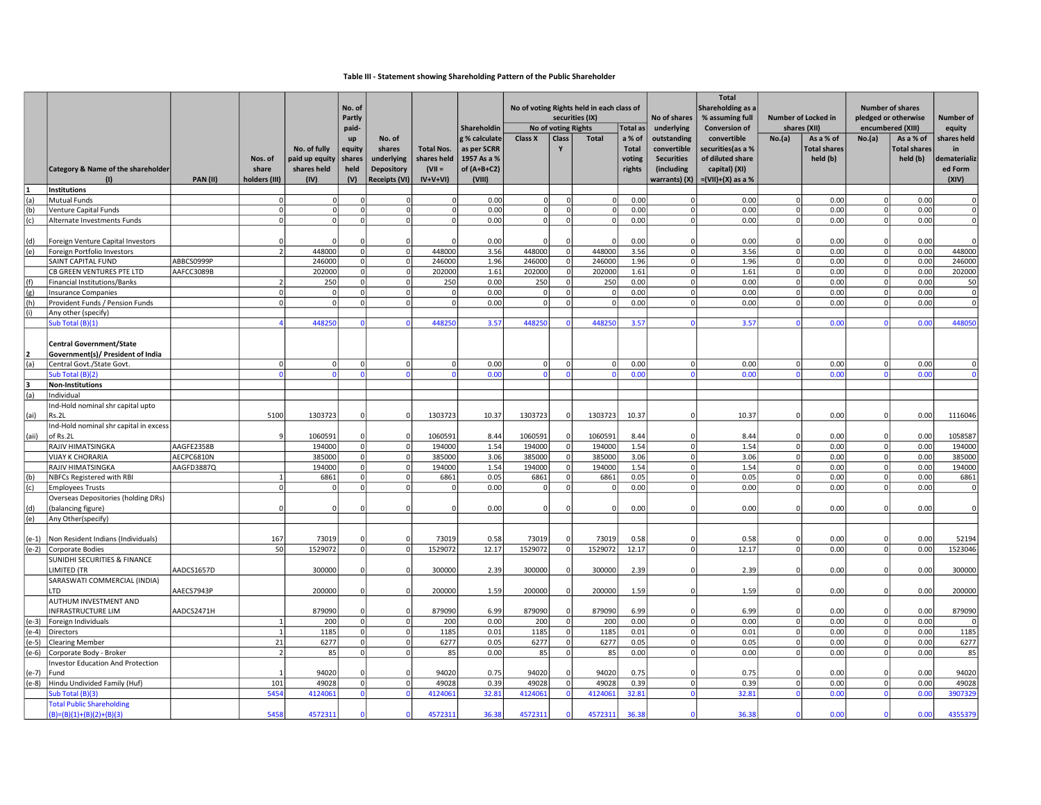### Table III - Statement showing Shareholding Pattern of the Public Shareholder

| | Category & Name of the shareholder (I) | PAN (II) | Nos. of share holders (III) | No. of fully paid up equity shares held (IV) | No. of Partly paid-up equity shares held (V) | No. of shares underlying Depository Receipts (VI) | Total Nos. shares held (VII = IV+V+VI) | Shareholding % calculated as per SCRR 1957 As a % of (A+B+C2) (VIII) | No of voting Rights held in each class of securities (IX) - No of voting Rights - Class X | Class Y | Total | Total as a % of Total voting rights | No of shares underlying outstanding convertible Securities (including warrants) (X) | Total Shareholding as a % assuming full Conversion of convertible securities(as a % of diluted share capital) (XI) =(VII)+(X) as a % | Number of Locked in shares (XII) No.(a) | As a % of Total shares held (b) | Number of shares pledged or otherwise encumbered (XIII) No.(a) | As a % of Total shares held (b) | Number of equity shares held in dematerialized Form (XIV) |
|---|---|---|---|---|---|---|---|---|---|---|---|---|---|---|---|---|---|---|---|
| 1 | Institutions | | | | | | | | | | | | | | | | | | |
| (a) | Mutual Funds | | 0 | 0 | 0 | 0 | 0 | 0.00 | 0 | 0 | 0 | 0.00 | 0 | 0.00 | 0 | 0.00 | 0 | 0.00 | 0 |
| (b) | Venture Capital Funds | | 0 | 0 | 0 | 0 | 0 | 0.00 | 0 | 0 | 0 | 0.00 | 0 | 0.00 | 0 | 0.00 | 0 | 0.00 | 0 |
| (c) | Alternate Investments Funds | | 0 | 0 | 0 | 0 | 0 | 0.00 | 0 | 0 | 0 | 0.00 | 0 | 0.00 | 0 | 0.00 | 0 | 0.00 | 0 |
| (d) | Foreign Venture Capital Investors | | 0 | 0 | 0 | 0 | 0 | 0.00 | 0 | 0 | 0 | 0.00 | 0 | 0.00 | 0 | 0.00 | 0 | 0.00 | 0 |
| (e) | Foreign Portfolio Investors | | 2 | 448000 | 0 | 0 | 448000 | 3.56 | 448000 | 0 | 448000 | 3.56 | 0 | 3.56 | 0 | 0.00 | 0 | 0.00 | 448000 |
| | SAINT CAPITAL FUND | ABBCS0999P | | 246000 | 0 | 0 | 246000 | 1.96 | 246000 | 0 | 246000 | 1.96 | 0 | 1.96 | 0 | 0.00 | 0 | 0.00 | 246000 |
| | CB GREEN VENTURES PTE LTD | AAFCC3089B | | 202000 | 0 | 0 | 202000 | 1.61 | 202000 | 0 | 202000 | 1.61 | 0 | 1.61 | 0 | 0.00 | 0 | 0.00 | 202000 |
| (f) | Financial Institutions/Banks | | 2 | 250 | 0 | 0 | 250 | 0.00 | 250 | 0 | 250 | 0.00 | 0 | 0.00 | 0 | 0.00 | 0 | 0.00 | 50 |
| (g) | Insurance Companies | | 0 | 0 | 0 | 0 | 0 | 0.00 | 0 | 0 | 0 | 0.00 | 0 | 0.00 | 0 | 0.00 | 0 | 0.00 | 0 |
| (h) | Provident Funds / Pension Funds | | 0 | 0 | 0 | 0 | 0 | 0.00 | 0 | 0 | 0 | 0.00 | 0 | 0.00 | 0 | 0.00 | 0 | 0.00 | 0 |
| (i) | Any other (specify) | | | | | | | | | | | | | | | | | | |
| | Sub Total (B)(1) | | 4 | 448250 | 0 | 0 | 448250 | 3.57 | 448250 | 0 | 448250 | 3.57 | 0 | 3.57 | 0 | 0.00 | 0 | 0.00 | 448050 |
| 2 | Central Government/State Government(s)/ President of India | | | | | | | | | | | | | | | | | | |
| (a) | Central Govt./State Govt. | | 0 | 0 | 0 | 0 | 0 | 0.00 | 0 | 0 | 0 | 0.00 | 0 | 0.00 | 0 | 0.00 | 0 | 0.00 | 0 |
| | Sub Total (B)(2) | | 0 | 0 | 0 | 0 | 0 | 0.00 | 0 | 0 | 0 | 0.00 | 0 | 0.00 | 0 | 0.00 | 0 | 0.00 | 0 |
| 3 | Non-Institutions | | | | | | | | | | | | | | | | | | |
| (a) | Individual | | | | | | | | | | | | | | | | | | |
| (ai) | Ind-Hold nominal shr capital upto Rs.2L | | 5100 | 1303723 | 0 | 0 | 1303723 | 10.37 | 1303723 | 0 | 1303723 | 10.37 | 0 | 10.37 | 0 | 0.00 | 0 | 0.00 | 1116046 |
| (aii) | Ind-Hold nominal shr capital in excess of Rs.2L | | 9 | 1060591 | 0 | 0 | 1060591 | 8.44 | 1060591 | 0 | 1060591 | 8.44 | 0 | 8.44 | 0 | 0.00 | 0 | 0.00 | 1058587 |
| | RAJIV HIMATSINGKA | AAGFE2358B | | 194000 | 0 | 0 | 194000 | 1.54 | 194000 | 0 | 194000 | 1.54 | 0 | 1.54 | 0 | 0.00 | 0 | 0.00 | 194000 |
| | VIJAY K CHORARIA | AECPC6810N | | 385000 | 0 | 0 | 385000 | 3.06 | 385000 | 0 | 385000 | 3.06 | 0 | 3.06 | 0 | 0.00 | 0 | 0.00 | 385000 |
| | RAJIV HIMATSINGKA | AAGFD3887Q | | 194000 | 0 | 0 | 194000 | 1.54 | 194000 | 0 | 194000 | 1.54 | 0 | 1.54 | 0 | 0.00 | 0 | 0.00 | 194000 |
| (b) | NBFCs Registered with RBI | | 1 | 6861 | 0 | 0 | 6861 | 0.05 | 6861 | 0 | 6861 | 0.05 | 0 | 0.05 | 0 | 0.00 | 0 | 0.00 | 6861 |
| (c) | Employees Trusts | | 0 | 0 | 0 | 0 | 0 | 0.00 | 0 | 0 | 0 | 0.00 | 0 | 0.00 | 0 | 0.00 | 0 | 0.00 | 0 |
| (d) | Overseas Depositories (holding DRs) (balancing figure) | | 0 | 0 | 0 | 0 | 0 | 0.00 | 0 | 0 | 0 | 0.00 | 0 | 0.00 | 0 | 0.00 | 0 | 0.00 | 0 |
| (e) | Any Other(specify) | | | | | | | | | | | | | | | | | | |
| (e-1) | Non Resident Indians (Individuals) | | 167 | 73019 | 0 | 0 | 73019 | 0.58 | 73019 | 0 | 73019 | 0.58 | 0 | 0.58 | 0 | 0.00 | 0 | 0.00 | 52194 |
| (e-2) | Corporate Bodies | | 50 | 1529072 | 0 | 0 | 1529072 | 12.17 | 1529072 | 0 | 1529072 | 12.17 | 0 | 12.17 | 0 | 0.00 | 0 | 0.00 | 1523046 |
| | SUNIDHI SECURITIES & FINANCE LIMITED (TR | AADCS1657D | | 300000 | 0 | 0 | 300000 | 2.39 | 300000 | 0 | 300000 | 2.39 | 0 | 2.39 | 0 | 0.00 | 0 | 0.00 | 300000 |
| | SARASWATI COMMERCIAL (INDIA) LTD | AAECS7943P | | 200000 | 0 | 0 | 200000 | 1.59 | 200000 | 0 | 200000 | 1.59 | 0 | 1.59 | 0 | 0.00 | 0 | 0.00 | 200000 |
| | AUTHUM INVESTMENT AND INFRASTRUCTURE LIM | AADCS2471H | | 879090 | 0 | 0 | 879090 | 6.99 | 879090 | 0 | 879090 | 6.99 | 0 | 6.99 | 0 | 0.00 | 0 | 0.00 | 879090 |
| (e-3) | Foreign Individuals | | 1 | 200 | 0 | 0 | 200 | 0.00 | 200 | 0 | 200 | 0.00 | 0 | 0.00 | 0 | 0.00 | 0 | 0.00 | 0 |
| (e-4) | Directors | | 1 | 1185 | 0 | 0 | 1185 | 0.01 | 1185 | 0 | 1185 | 0.01 | 0 | 0.01 | 0 | 0.00 | 0 | 0.00 | 1185 |
| (e-5) | Clearing Member | | 21 | 6277 | 0 | 0 | 6277 | 0.05 | 6277 | 0 | 6277 | 0.05 | 0 | 0.05 | 0 | 0.00 | 0 | 0.00 | 6277 |
| (e-6) | Corporate Body - Broker | | 2 | 85 | 0 | 0 | 85 | 0.00 | 85 | 0 | 85 | 0.00 | 0 | 0.00 | 0 | 0.00 | 0 | 0.00 | 85 |
| (e-7) | Investor Education And Protection Fund | | 1 | 94020 | 0 | 0 | 94020 | 0.75 | 94020 | 0 | 94020 | 0.75 | 0 | 0.75 | 0 | 0.00 | 0 | 0.00 | 94020 |
| (e-8) | Hindu Undivided Family (Huf) | | 101 | 49028 | 0 | 0 | 49028 | 0.39 | 49028 | 0 | 49028 | 0.39 | 0 | 0.39 | 0 | 0.00 | 0 | 0.00 | 49028 |
| | Sub Total (B)(3) | | 5454 | 4124061 | 0 | 0 | 4124061 | 32.81 | 4124061 | 0 | 4124061 | 32.81 | 0 | 32.81 | 0 | 0.00 | 0 | 0.00 | 3907329 |
| | Total Public Shareholding (B)=(B)(1)+(B)(2)+(B)(3) | | 5458 | 4572311 | 0 | 0 | 4572311 | 36.38 | 4572311 | 0 | 4572311 | 36.38 | 0 | 36.38 | 0 | 0.00 | 0 | 0.00 | 4355379 |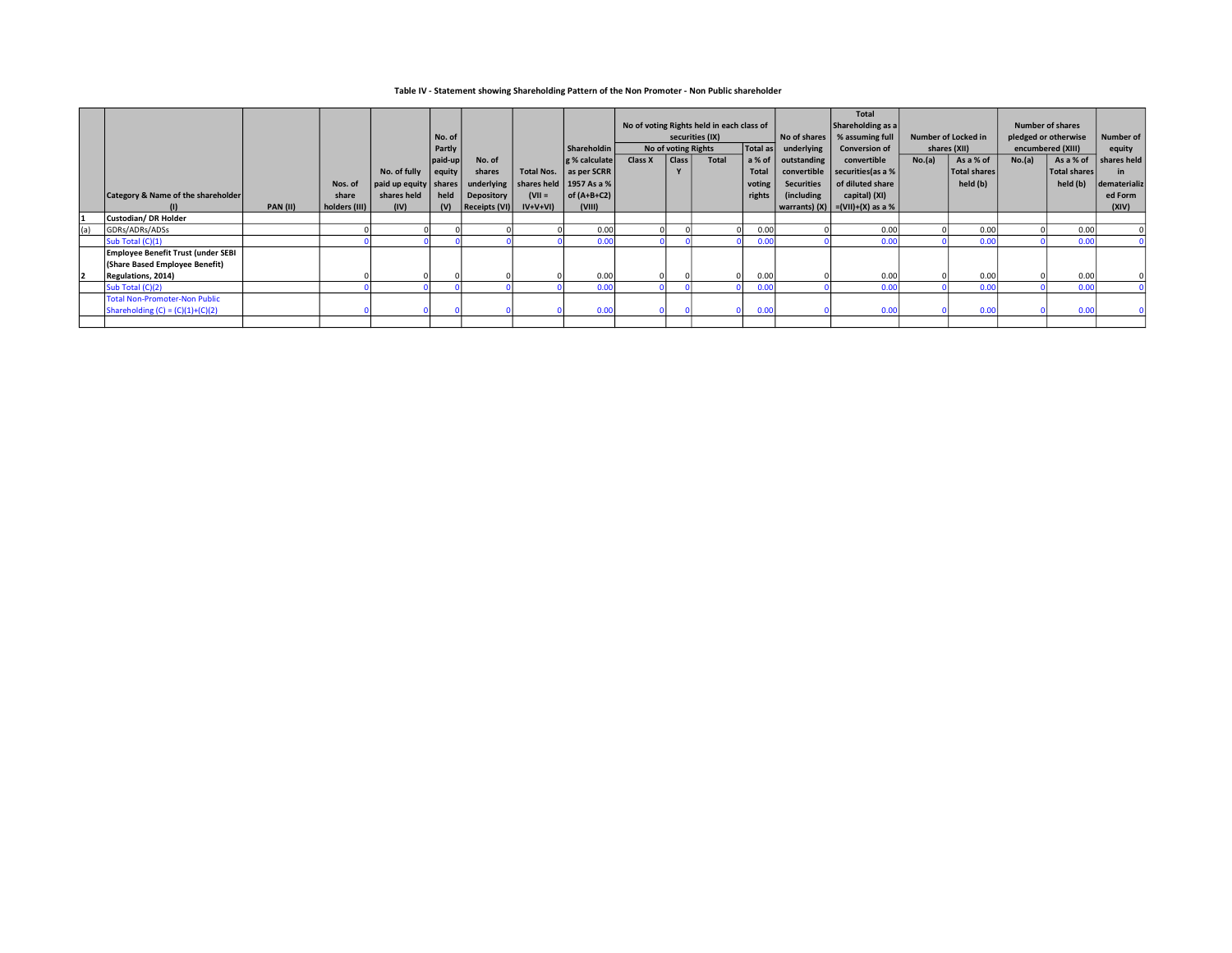**Table IV - Statement showing Shareholding Pattern of the Non Promoter - Non Public shareholder**

| | Category & Name of the shareholder (I) | PAN (II) | Nos. of share holders (III) | No. of fully paid up equity shares held (IV) | No. of Partly paid-up equity shares held (V) | No. of shares underlying Depository Receipts (VI) | Total Nos. shares held (VII = IV+V+VI) | Shareholding % calculate as per SCRR 1957 As a % of (A+B+C2) (VIII) | No of voting Rights held in each class of securities (IX) | | | | No of shares underlying outstanding convertible Securities (including warrants) (X) | Total Shareholding as a % assuming full Conversion of convertible securities(as a % of diluted share capital) (XI) =(VII)+(X) as a % | Number of Locked in shares (XII) | | Number of shares pledged or otherwise encumbered (XIII) | | Number of equity shares held in dematerialized Form (XIV) |
|---|---|---|---|---|---|---|---|---|---|---|---|---|---|---|---|---|---|---|---|
| | | | | | | | | | No of voting Rights | | | Total as a % of Total voting rights | | | No.(a) | As a % of Total shares held (b) | No.(a) | As a % of Total shares held (b) | |
| | | | | | | | | | Class X | Class Y | Total | | | | | | | | |
| 1 | Custodian/ DR Holder | | | | | | | | | | | | | | | | | | |
| (a) | GDRs/ADRs/ADSs | | 0 | 0 | 0 | 0 | 0 | 0.00 | 0 | 0 | 0 | 0.00 | 0 | 0.00 | 0 | 0.00 | 0 | 0.00 | 0 |
| | Sub Total (C)(1) | | 0 | 0 | 0 | 0 | 0 | 0.00 | 0 | 0 | 0 | 0.00 | 0 | 0.00 | 0 | 0.00 | 0 | 0.00 | 0 |
| 2 | Employee Benefit Trust (under SEBI (Share Based Employee Benefit) Regulations, 2014) | | 0 | 0 | 0 | 0 | 0 | 0.00 | 0 | 0 | 0 | 0.00 | 0 | 0.00 | 0 | 0.00 | 0 | 0.00 | 0 |
| | Sub Total (C)(2) | | 0 | 0 | 0 | 0 | 0 | 0.00 | 0 | 0 | 0 | 0.00 | 0 | 0.00 | 0 | 0.00 | 0 | 0.00 | 0 |
| | Total Non-Promoter-Non Public Shareholding (C) = (C)(1)+(C)(2) | | 0 | 0 | 0 | 0 | 0 | 0.00 | 0 | 0 | 0 | 0.00 | 0 | 0.00 | 0 | 0.00 | 0 | 0.00 | 0 |